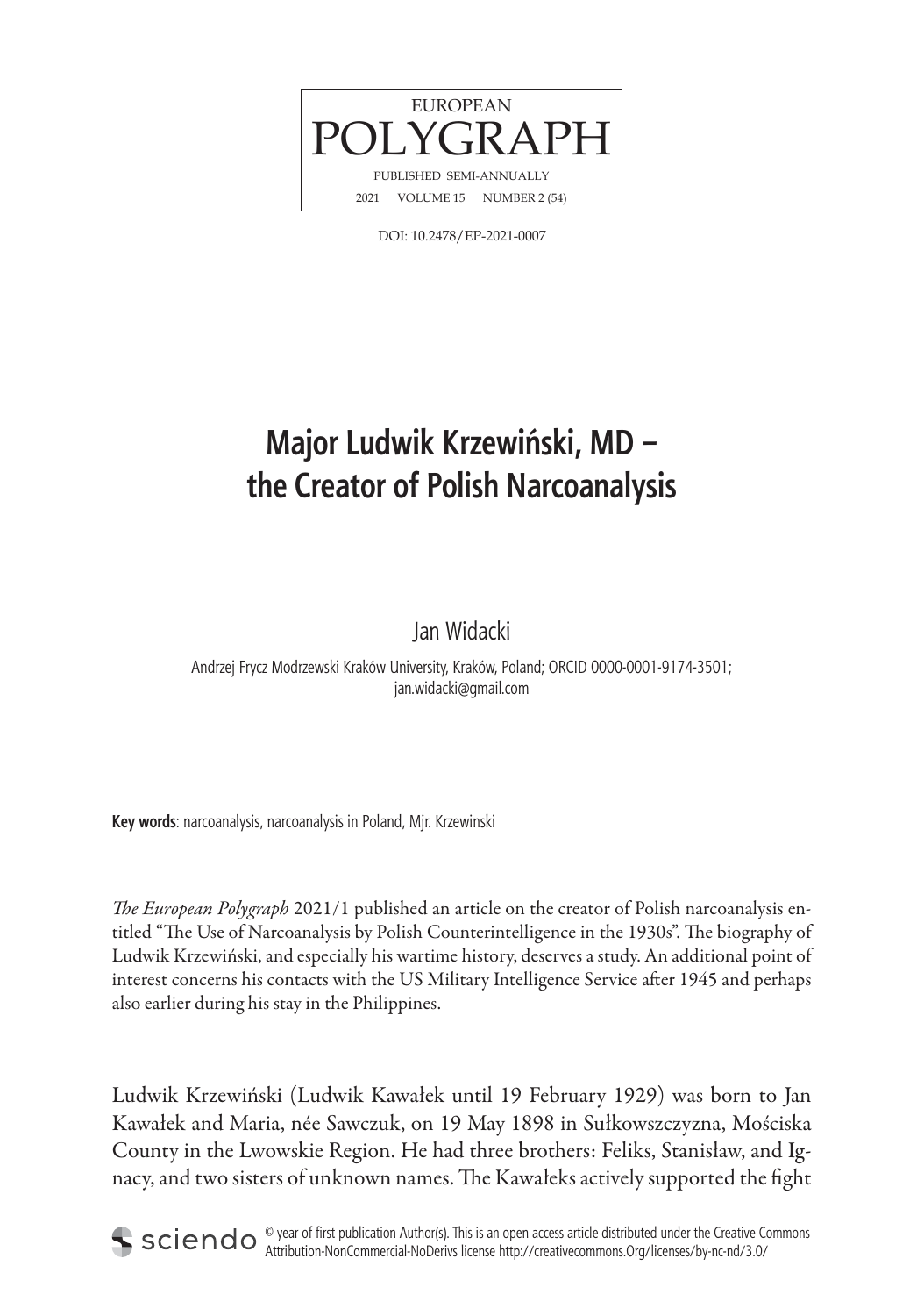EUROPEAN
POLYGRAPH
PUBLISHED SEMI-ANNUALLY
2021 VOLUME 15 NUMBER 2 (54)

DOI: 10.2478/EP-2021-0007

# Major Ludwik Krzewiński, MD – the Creator of Polish Narcoanalysis

Jan Widacki

Andrzej Frycz Modrzewski Kraków University, Kraków, Poland; ORCID 0000-0001-9174-3501; jan.widacki@gmail.com

**Key words**: narcoanalysis, narcoanalysis in Poland, Mjr. Krzewinski

*The European Polygraph* 2021/1 published an article on the creator of Polish narcoanalysis entitled "The Use of Narcoanalysis by Polish Counterintelligence in the 1930s". The biography of Ludwik Krzewiński, and especially his wartime history, deserves a study. An additional point of interest concerns his contacts with the US Military Intelligence Service after 1945 and perhaps also earlier during his stay in the Philippines.

Ludwik Krzewiński (Ludwik Kawałek until 19 February 1929) was born to Jan Kawałek and Maria, née Sawczuk, on 19 May 1898 in Sułkowszczyzna, Mościska County in the Lwowskie Region. He had three brothers: Feliks, Stanisław, and Ignacy, and two sisters of unknown names. The Kawałeks actively supported the fight

© year of first publication Author(s). This is an open access article distributed under the Creative Commons Attribution-NonCommercial-NoDerivs license http://creativecommons.Org/licenses/by-nc-nd/3.0/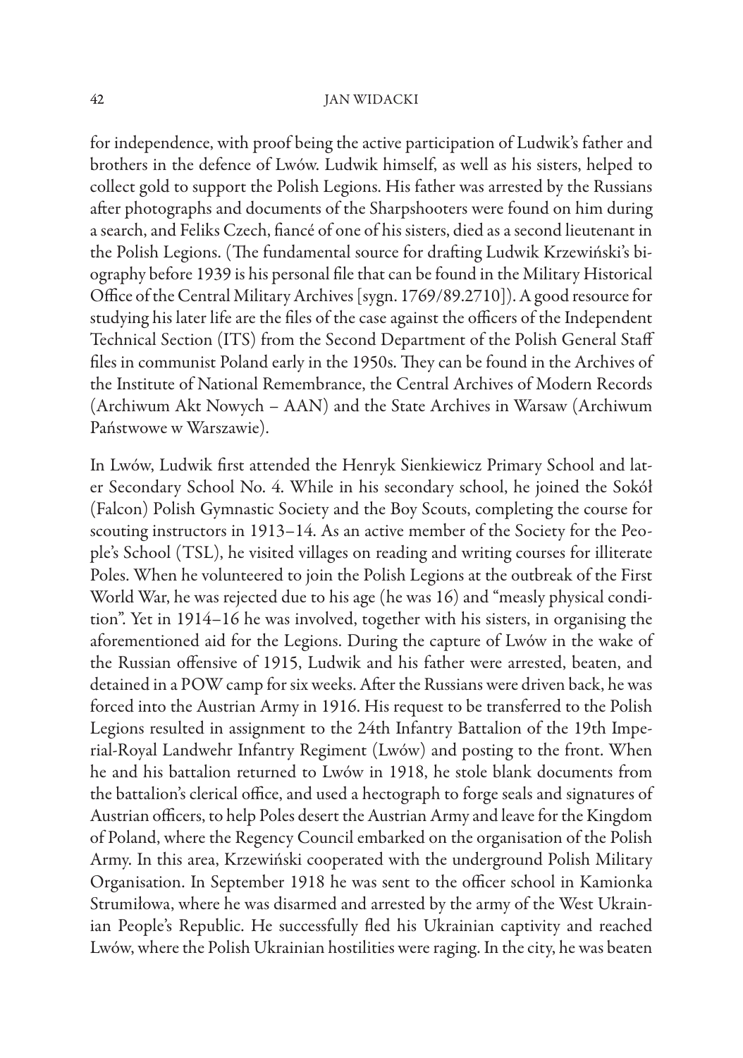for independence, with proof being the active participation of Ludwik's father and brothers in the defence of Lwów. Ludwik himself, as well as his sisters, helped to collect gold to support the Polish Legions. His father was arrested by the Russians after photographs and documents of the Sharpshooters were found on him during a search, and Feliks Czech, fiancé of one of his sisters, died as a second lieutenant in the Polish Legions. (The fundamental source for drafting Ludwik Krzewiński's biography before 1939 is his personal file that can be found in the Military Historical Office of the Central Military Archives [sygn. 1769/89.2710]). A good resource for studying his later life are the files of the case against the officers of the Independent Technical Section (ITS) from the Second Department of the Polish General Staff files in communist Poland early in the 1950s. They can be found in the Archives of the Institute of National Remembrance, the Central Archives of Modern Records (Archiwum Akt Nowych – AAN) and the State Archives in Warsaw (Archiwum Państwowe w Warszawie).

In Lwów, Ludwik first attended the Henryk Sienkiewicz Primary School and later Secondary School No. 4. While in his secondary school, he joined the Sokół (Falcon) Polish Gymnastic Society and the Boy Scouts, completing the course for scouting instructors in 1913–14. As an active member of the Society for the People's School (TSL), he visited villages on reading and writing courses for illiterate Poles. When he volunteered to join the Polish Legions at the outbreak of the First World War, he was rejected due to his age (he was 16) and "measly physical condition". Yet in 1914–16 he was involved, together with his sisters, in organising the aforementioned aid for the Legions. During the capture of Lwów in the wake of the Russian offensive of 1915, Ludwik and his father were arrested, beaten, and detained in a POW camp for six weeks. After the Russians were driven back, he was forced into the Austrian Army in 1916. His request to be transferred to the Polish Legions resulted in assignment to the 24th Infantry Battalion of the 19th Imperial-Royal Landwehr Infantry Regiment (Lwów) and posting to the front. When he and his battalion returned to Lwów in 1918, he stole blank documents from the battalion's clerical office, and used a hectograph to forge seals and signatures of Austrian officers, to help Poles desert the Austrian Army and leave for the Kingdom of Poland, where the Regency Council embarked on the organisation of the Polish Army. In this area, Krzewiński cooperated with the underground Polish Military Organisation. In September 1918 he was sent to the officer school in Kamionka Strumiłowa, where he was disarmed and arrested by the army of the West Ukrainian People's Republic. He successfully fled his Ukrainian captivity and reached Lwów, where the Polish Ukrainian hostilities were raging. In the city, he was beaten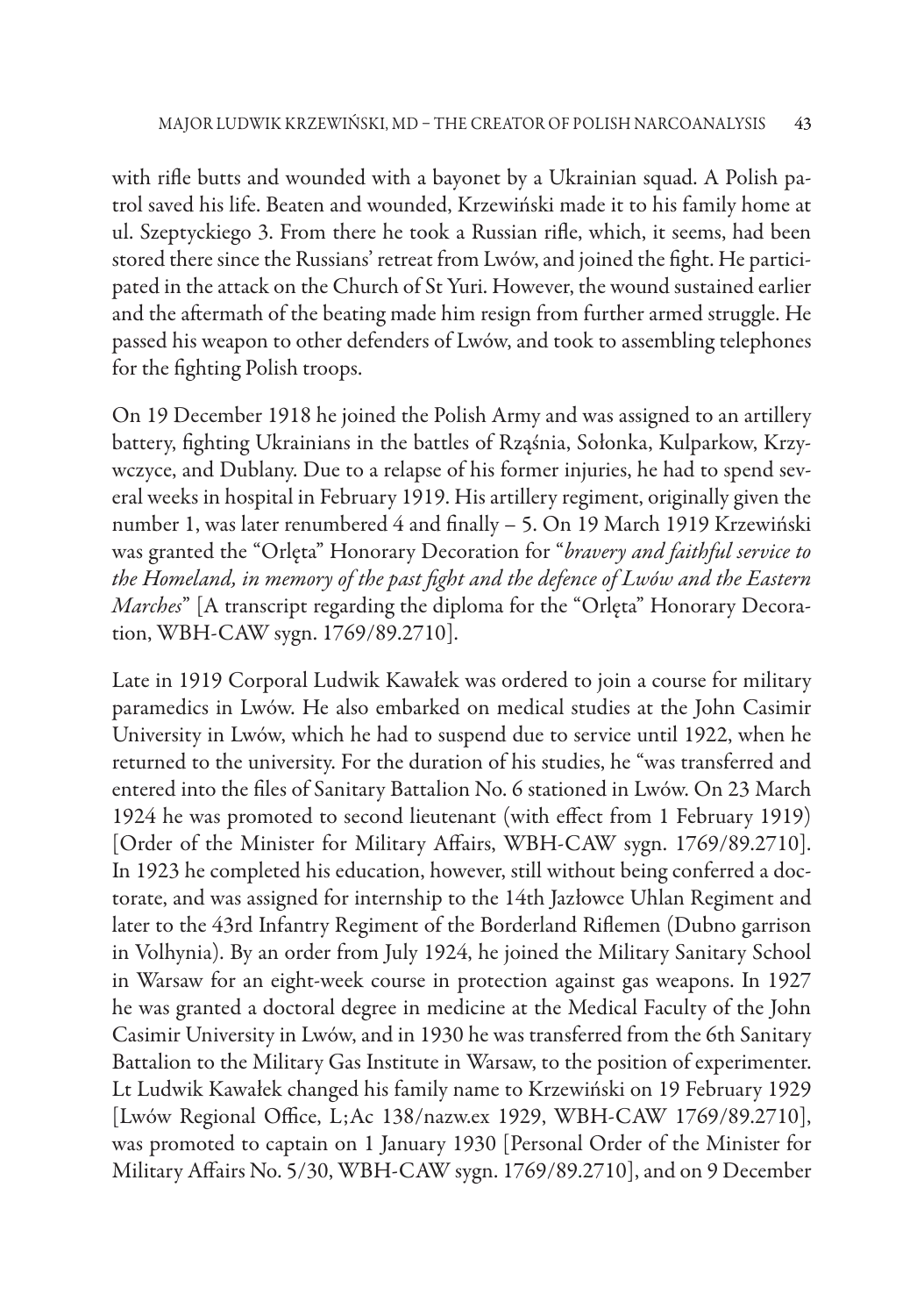with rifle butts and wounded with a bayonet by a Ukrainian squad. A Polish patrol saved his life. Beaten and wounded, Krzewiński made it to his family home at ul. Szeptyckiego 3. From there he took a Russian rifle, which, it seems, had been stored there since the Russians' retreat from Lwów, and joined the fight. He participated in the attack on the Church of St Yuri. However, the wound sustained earlier and the aftermath of the beating made him resign from further armed struggle. He passed his weapon to other defenders of Lwów, and took to assembling telephones for the fighting Polish troops.

On 19 December 1918 he joined the Polish Army and was assigned to an artillery battery, fighting Ukrainians in the battles of Rząśnia, Sołonka, Kulparkow, Krzywczyce, and Dublany. Due to a relapse of his former injuries, he had to spend several weeks in hospital in February 1919. His artillery regiment, originally given the number 1, was later renumbered 4 and finally – 5. On 19 March 1919 Krzewiński was granted the "Orlęta" Honorary Decoration for "*bravery and faithful service to the Homeland, in memory of the past fight and the defence of Lwów and the Eastern Marches*" [A transcript regarding the diploma for the "Orlęta" Honorary Decoration, WBH-CAW sygn. 1769/89.2710].

Late in 1919 Corporal Ludwik Kawałek was ordered to join a course for military paramedics in Lwów. He also embarked on medical studies at the John Casimir University in Lwów, which he had to suspend due to service until 1922, when he returned to the university. For the duration of his studies, he "was transferred and entered into the files of Sanitary Battalion No. 6 stationed in Lwów. On 23 March 1924 he was promoted to second lieutenant (with effect from 1 February 1919) [Order of the Minister for Military Affairs, WBH-CAW sygn. 1769/89.2710]. In 1923 he completed his education, however, still without being conferred a doctorate, and was assigned for internship to the 14th Jazłowce Uhlan Regiment and later to the 43rd Infantry Regiment of the Borderland Riflemen (Dubno garrison in Volhynia). By an order from July 1924, he joined the Military Sanitary School in Warsaw for an eight-week course in protection against gas weapons. In 1927 he was granted a doctoral degree in medicine at the Medical Faculty of the John Casimir University in Lwów, and in 1930 he was transferred from the 6th Sanitary Battalion to the Military Gas Institute in Warsaw, to the position of experimenter. Lt Ludwik Kawałek changed his family name to Krzewiński on 19 February 1929 [Lwów Regional Office, L;Ac 138/nazw.ex 1929, WBH-CAW 1769/89.2710], was promoted to captain on 1 January 1930 [Personal Order of the Minister for Military Affairs No. 5/30, WBH-CAW sygn. 1769/89.2710], and on 9 December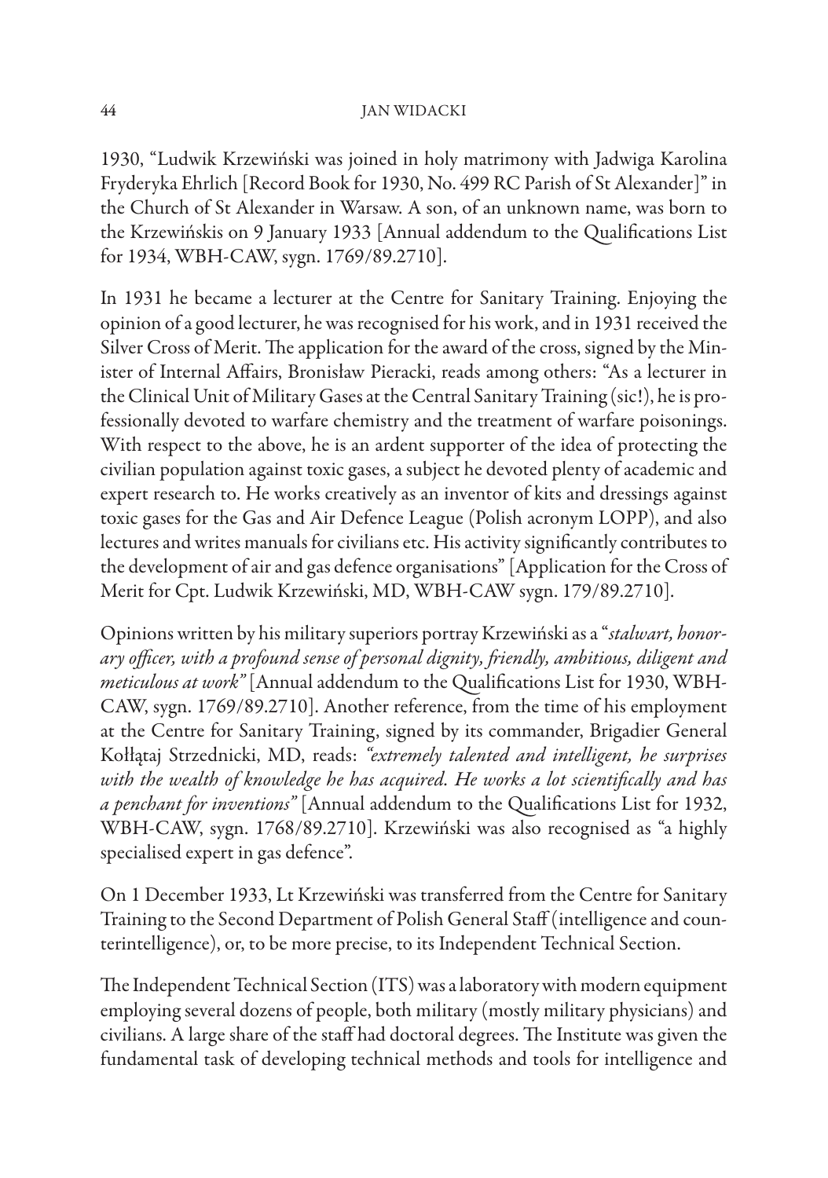1930, "Ludwik Krzewiński was joined in holy matrimony with Jadwiga Karolina Fryderyka Ehrlich [Record Book for 1930, No. 499 RC Parish of St Alexander]" in the Church of St Alexander in Warsaw. A son, of an unknown name, was born to the Krzewińskis on 9 January 1933 [Annual addendum to the Qualifications List for 1934, WBH-CAW, sygn. 1769/89.2710].

In 1931 he became a lecturer at the Centre for Sanitary Training. Enjoying the opinion of a good lecturer, he was recognised for his work, and in 1931 received the Silver Cross of Merit. The application for the award of the cross, signed by the Minister of Internal Affairs, Bronisław Pieracki, reads among others: "As a lecturer in the Clinical Unit of Military Gases at the Central Sanitary Training (sic!), he is professionally devoted to warfare chemistry and the treatment of warfare poisonings. With respect to the above, he is an ardent supporter of the idea of protecting the civilian population against toxic gases, a subject he devoted plenty of academic and expert research to. He works creatively as an inventor of kits and dressings against toxic gases for the Gas and Air Defence League (Polish acronym LOPP), and also lectures and writes manuals for civilians etc. His activity significantly contributes to the development of air and gas defence organisations" [Application for the Cross of Merit for Cpt. Ludwik Krzewiński, MD, WBH-CAW sygn. 179/89.2710].

Opinions written by his military superiors portray Krzewiński as a "*stalwart, honorary officer, with a profound sense of personal dignity, friendly, ambitious, diligent and meticulous at work"* [Annual addendum to the Qualifications List for 1930, WBH-CAW, sygn. 1769/89.2710]. Another reference, from the time of his employment at the Centre for Sanitary Training, signed by its commander, Brigadier General Kołłątaj Strzednicki, MD, reads: *"extremely talented and intelligent, he surprises with the wealth of knowledge he has acquired. He works a lot scientifically and has a penchant for inventions"* [Annual addendum to the Qualifications List for 1932, WBH-CAW, sygn. 1768/89.2710]. Krzewiński was also recognised as "a highly specialised expert in gas defence".

On 1 December 1933, Lt Krzewiński was transferred from the Centre for Sanitary Training to the Second Department of Polish General Staff (intelligence and counterintelligence), or, to be more precise, to its Independent Technical Section.

The Independent Technical Section (ITS) was a laboratory with modern equipment employing several dozens of people, both military (mostly military physicians) and civilians. A large share of the staff had doctoral degrees. The Institute was given the fundamental task of developing technical methods and tools for intelligence and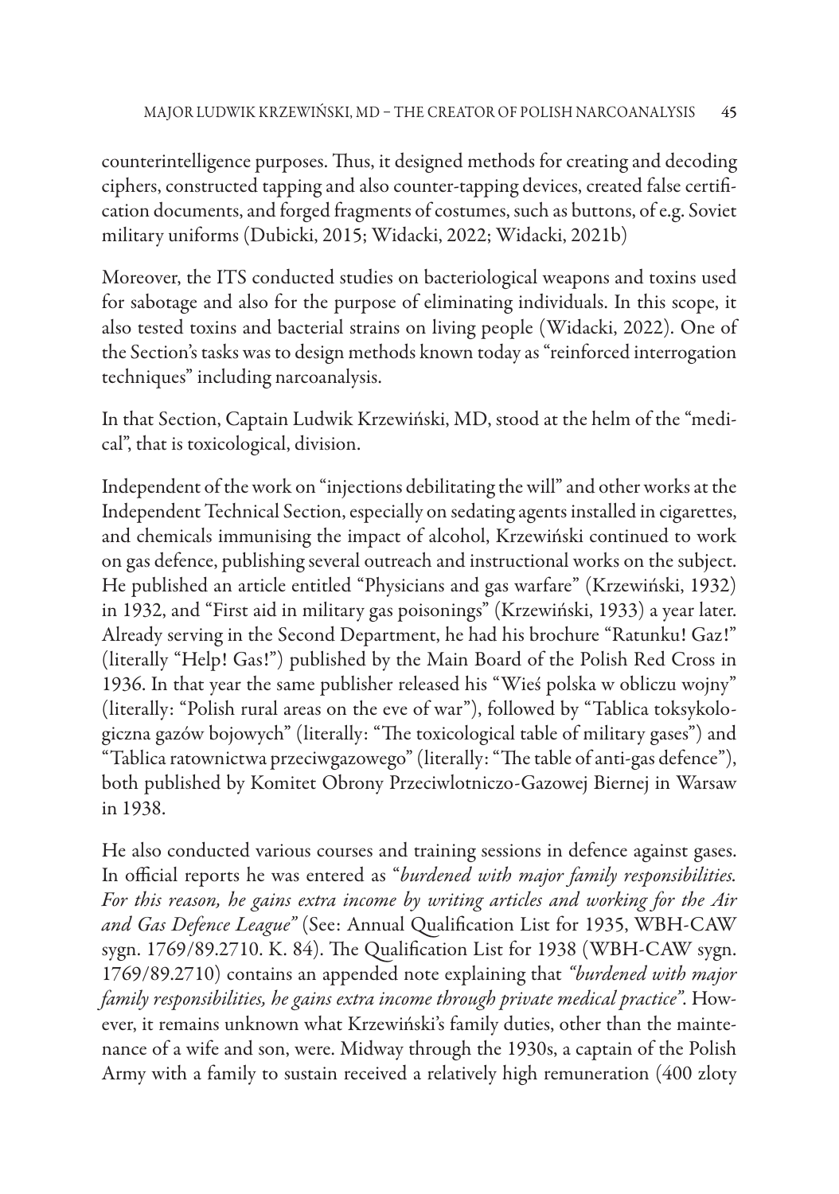counterintelligence purposes. Thus, it designed methods for creating and decoding ciphers, constructed tapping and also counter-tapping devices, created false certification documents, and forged fragments of costumes, such as buttons, of e.g. Soviet military uniforms (Dubicki, 2015; Widacki, 2022; Widacki, 2021b)

Moreover, the ITS conducted studies on bacteriological weapons and toxins used for sabotage and also for the purpose of eliminating individuals. In this scope, it also tested toxins and bacterial strains on living people (Widacki, 2022). One of the Section's tasks was to design methods known today as "reinforced interrogation techniques" including narcoanalysis.

In that Section, Captain Ludwik Krzewiński, MD, stood at the helm of the "medical", that is toxicological, division.

Independent of the work on "injections debilitating the will" and other works at the Independent Technical Section, especially on sedating agents installed in cigarettes, and chemicals immunising the impact of alcohol, Krzewiński continued to work on gas defence, publishing several outreach and instructional works on the subject. He published an article entitled "Physicians and gas warfare" (Krzewiński, 1932) in 1932, and "First aid in military gas poisonings" (Krzewiński, 1933) a year later. Already serving in the Second Department, he had his brochure "Ratunku! Gaz!" (literally "Help! Gas!") published by the Main Board of the Polish Red Cross in 1936. In that year the same publisher released his "Wieś polska w obliczu wojny" (literally: "Polish rural areas on the eve of war"), followed by "Tablica toksykologiczna gazów bojowych" (literally: "The toxicological table of military gases") and "Tablica ratownictwa przeciwgazowego" (literally: "The table of anti-gas defence"), both published by Komitet Obrony Przeciwlotniczo-Gazowej Biernej in Warsaw in 1938.

He also conducted various courses and training sessions in defence against gases. In official reports he was entered as "*burdened with major family responsibilities. For this reason, he gains extra income by writing articles and working for the Air and Gas Defence League*" (See: Annual Qualification List for 1935, WBH-CAW sygn. 1769/89.2710. K. 84). The Qualification List for 1938 (WBH-CAW sygn. 1769/89.2710) contains an appended note explaining that *"burdened with major family responsibilities, he gains extra income through private medical practice"*. However, it remains unknown what Krzewiński's family duties, other than the maintenance of a wife and son, were. Midway through the 1930s, a captain of the Polish Army with a family to sustain received a relatively high remuneration (400 zloty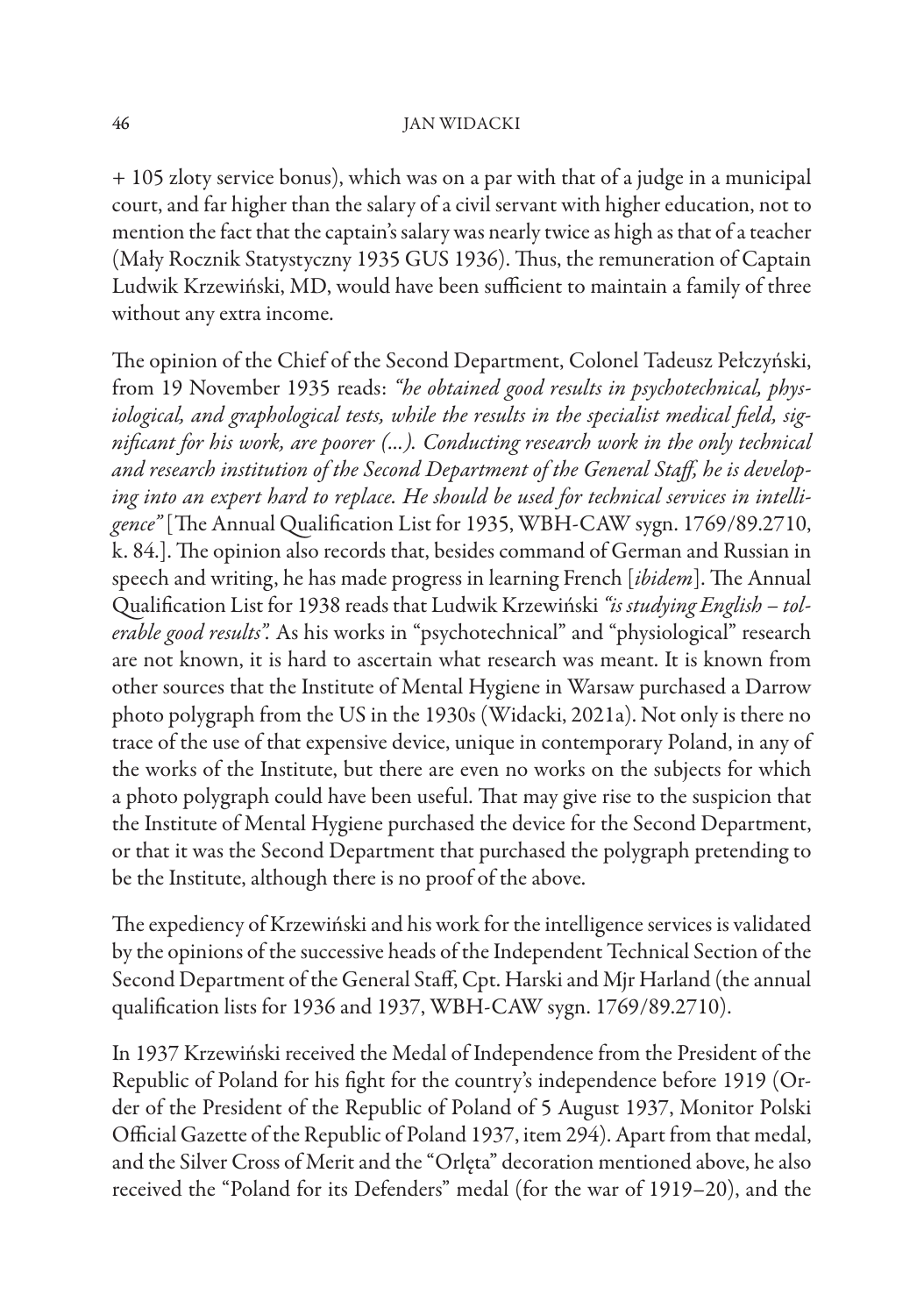+ 105 zloty service bonus), which was on a par with that of a judge in a municipal court, and far higher than the salary of a civil servant with higher education, not to mention the fact that the captain's salary was nearly twice as high as that of a teacher (Mały Rocznik Statystyczny 1935 GUS 1936). Thus, the remuneration of Captain Ludwik Krzewiński, MD, would have been sufficient to maintain a family of three without any extra income.

The opinion of the Chief of the Second Department, Colonel Tadeusz Pełczyński, from 19 November 1935 reads: *"he obtained good results in psychotechnical, physiological, and graphological tests, while the results in the specialist medical field, significant for his work, are poorer (...). Conducting research work in the only technical and research institution of the Second Department of the General Staff, he is developing into an expert hard to replace. He should be used for technical services in intelligence"* [The Annual Qualification List for 1935, WBH-CAW sygn. 1769/89.2710, k. 84.]. The opinion also records that, besides command of German and Russian in speech and writing, he has made progress in learning French [*ibidem*]. The Annual Qualification List for 1938 reads that Ludwik Krzewiński *"is studying English – tolerable good results".* As his works in "psychotechnical" and "physiological" research are not known, it is hard to ascertain what research was meant. It is known from other sources that the Institute of Mental Hygiene in Warsaw purchased a Darrow photo polygraph from the US in the 1930s (Widacki, 2021a). Not only is there no trace of the use of that expensive device, unique in contemporary Poland, in any of the works of the Institute, but there are even no works on the subjects for which a photo polygraph could have been useful. That may give rise to the suspicion that the Institute of Mental Hygiene purchased the device for the Second Department, or that it was the Second Department that purchased the polygraph pretending to be the Institute, although there is no proof of the above.

The expediency of Krzewiński and his work for the intelligence services is validated by the opinions of the successive heads of the Independent Technical Section of the Second Department of the General Staff, Cpt. Harski and Mjr Harland (the annual qualification lists for 1936 and 1937, WBH-CAW sygn. 1769/89.2710).

In 1937 Krzewiński received the Medal of Independence from the President of the Republic of Poland for his fight for the country's independence before 1919 (Order of the President of the Republic of Poland of 5 August 1937, Monitor Polski Official Gazette of the Republic of Poland 1937, item 294). Apart from that medal, and the Silver Cross of Merit and the "Orlęta" decoration mentioned above, he also received the "Poland for its Defenders" medal (for the war of 1919–20), and the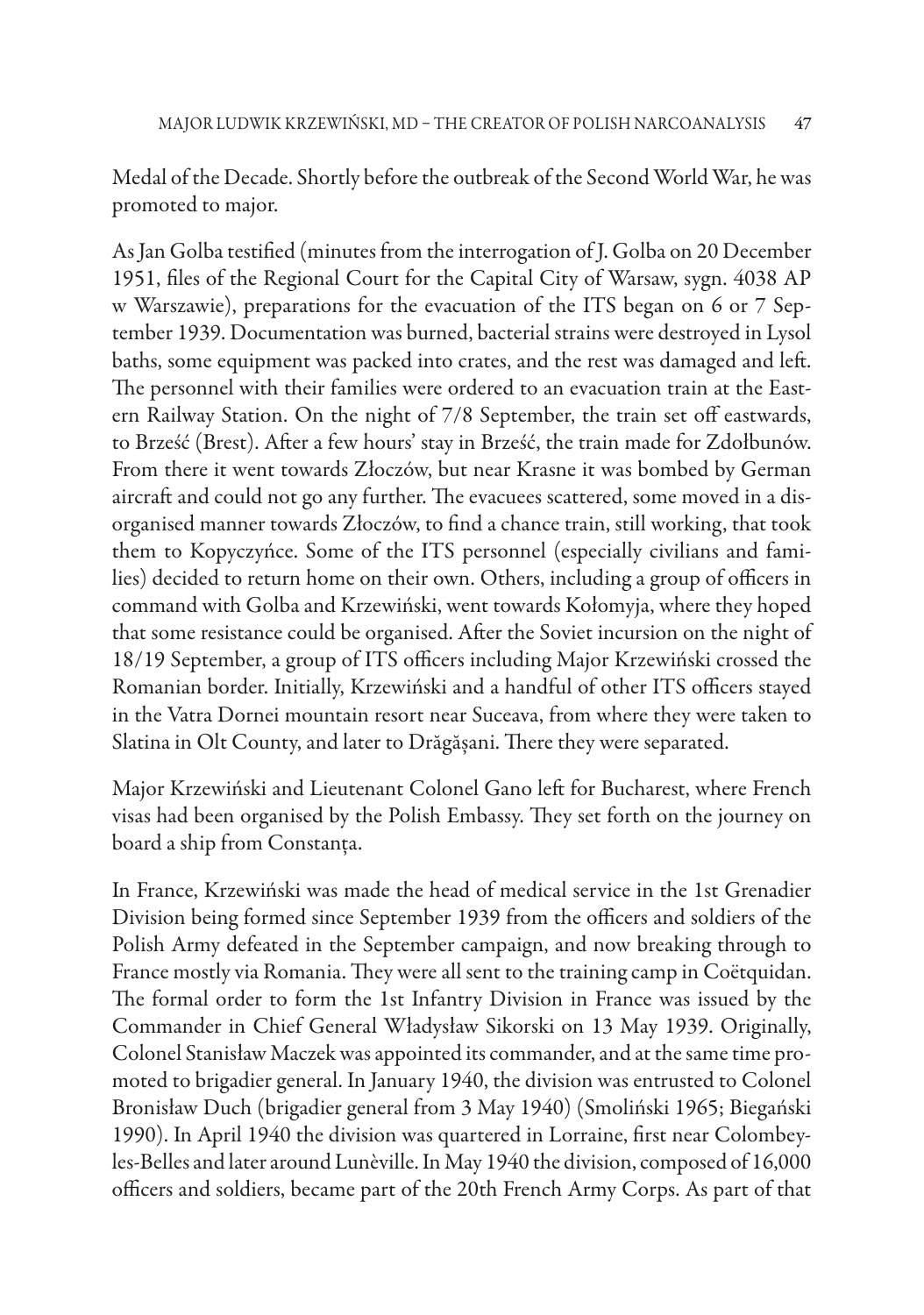Medal of the Decade. Shortly before the outbreak of the Second World War, he was promoted to major.

As Jan Golba testified (minutes from the interrogation of J. Golba on 20 December 1951, files of the Regional Court for the Capital City of Warsaw, sygn. 4038 AP w Warszawie), preparations for the evacuation of the ITS began on 6 or 7 September 1939. Documentation was burned, bacterial strains were destroyed in Lysol baths, some equipment was packed into crates, and the rest was damaged and left. The personnel with their families were ordered to an evacuation train at the Eastern Railway Station. On the night of 7/8 September, the train set off eastwards, to Brześć (Brest). After a few hours' stay in Brześć, the train made for Zdołbunów. From there it went towards Złoczów, but near Krasne it was bombed by German aircraft and could not go any further. The evacuees scattered, some moved in a disorganised manner towards Złoczów, to find a chance train, still working, that took them to Kopyczyńce. Some of the ITS personnel (especially civilians and families) decided to return home on their own. Others, including a group of officers in command with Golba and Krzewiński, went towards Kołomyja, where they hoped that some resistance could be organised. After the Soviet incursion on the night of 18/19 September, a group of ITS officers including Major Krzewiński crossed the Romanian border. Initially, Krzewiński and a handful of other ITS officers stayed in the Vatra Dornei mountain resort near Suceava, from where they were taken to Slatina in Olt County, and later to Drăgășani. There they were separated.

Major Krzewiński and Lieutenant Colonel Gano left for Bucharest, where French visas had been organised by the Polish Embassy. They set forth on the journey on board a ship from Constanța.

In France, Krzewiński was made the head of medical service in the 1st Grenadier Division being formed since September 1939 from the officers and soldiers of the Polish Army defeated in the September campaign, and now breaking through to France mostly via Romania. They were all sent to the training camp in Coëtquidan. The formal order to form the 1st Infantry Division in France was issued by the Commander in Chief General Władysław Sikorski on 13 May 1939. Originally, Colonel Stanisław Maczek was appointed its commander, and at the same time promoted to brigadier general. In January 1940, the division was entrusted to Colonel Bronisław Duch (brigadier general from 3 May 1940) (Smoliński 1965; Biegański 1990). In April 1940 the division was quartered in Lorraine, first near Colombey-les-Belles and later around Lunèville. In May 1940 the division, composed of 16,000 officers and soldiers, became part of the 20th French Army Corps. As part of that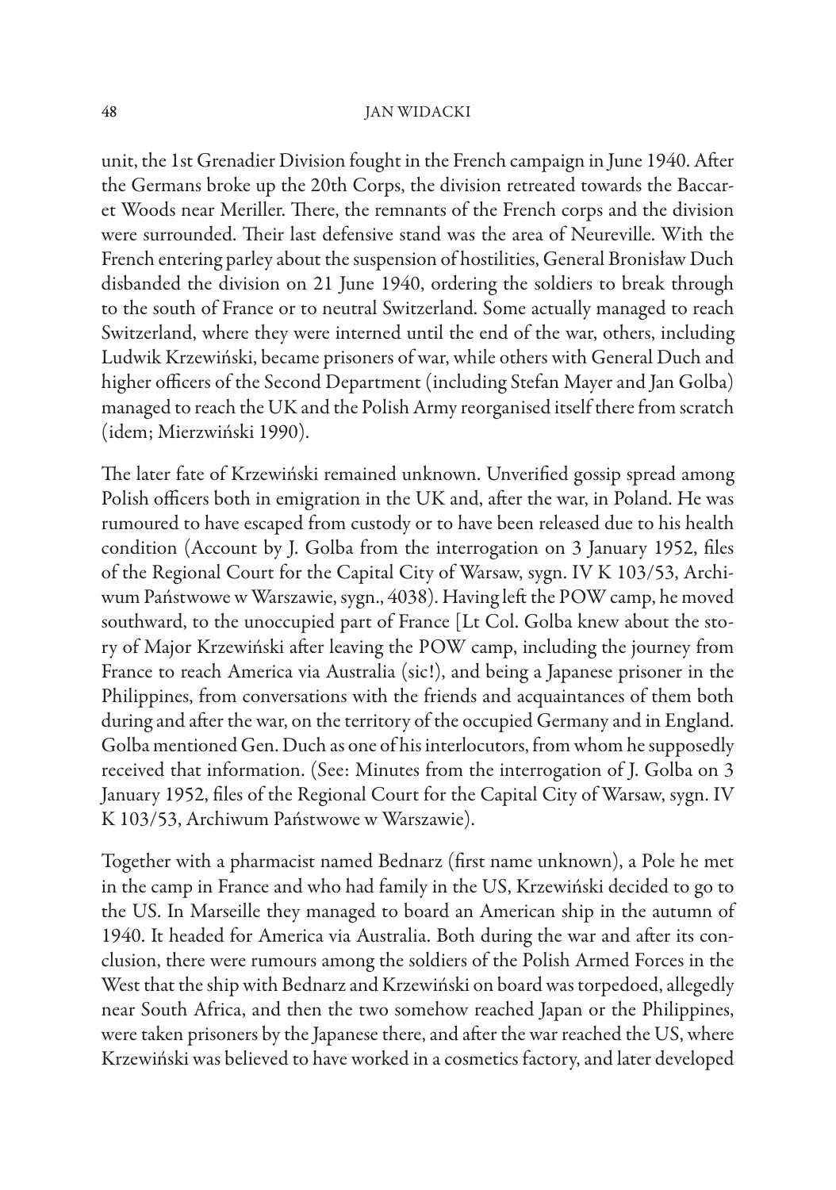unit, the 1st Grenadier Division fought in the French campaign in June 1940. After the Germans broke up the 20th Corps, the division retreated towards the Baccaret Woods near Meriller. There, the remnants of the French corps and the division were surrounded. Their last defensive stand was the area of Neureville. With the French entering parley about the suspension of hostilities, General Bronisław Duch disbanded the division on 21 June 1940, ordering the soldiers to break through to the south of France or to neutral Switzerland. Some actually managed to reach Switzerland, where they were interned until the end of the war, others, including Ludwik Krzewiński, became prisoners of war, while others with General Duch and higher officers of the Second Department (including Stefan Mayer and Jan Golba) managed to reach the UK and the Polish Army reorganised itself there from scratch (idem; Mierzwiński 1990).

The later fate of Krzewiński remained unknown. Unverified gossip spread among Polish officers both in emigration in the UK and, after the war, in Poland. He was rumoured to have escaped from custody or to have been released due to his health condition (Account by J. Golba from the interrogation on 3 January 1952, files of the Regional Court for the Capital City of Warsaw, sygn. IV K 103/53, Archiwum Państwowe w Warszawie, sygn., 4038). Having left the POW camp, he moved southward, to the unoccupied part of France [Lt Col. Golba knew about the story of Major Krzewiński after leaving the POW camp, including the journey from France to reach America via Australia (sic!), and being a Japanese prisoner in the Philippines, from conversations with the friends and acquaintances of them both during and after the war, on the territory of the occupied Germany and in England. Golba mentioned Gen. Duch as one of his interlocutors, from whom he supposedly received that information. (See: Minutes from the interrogation of J. Golba on 3 January 1952, files of the Regional Court for the Capital City of Warsaw, sygn. IV K 103/53, Archiwum Państwowe w Warszawie).

Together with a pharmacist named Bednarz (first name unknown), a Pole he met in the camp in France and who had family in the US, Krzewiński decided to go to the US. In Marseille they managed to board an American ship in the autumn of 1940. It headed for America via Australia. Both during the war and after its conclusion, there were rumours among the soldiers of the Polish Armed Forces in the West that the ship with Bednarz and Krzewiński on board was torpedoed, allegedly near South Africa, and then the two somehow reached Japan or the Philippines, were taken prisoners by the Japanese there, and after the war reached the US, where Krzewiński was believed to have worked in a cosmetics factory, and later developed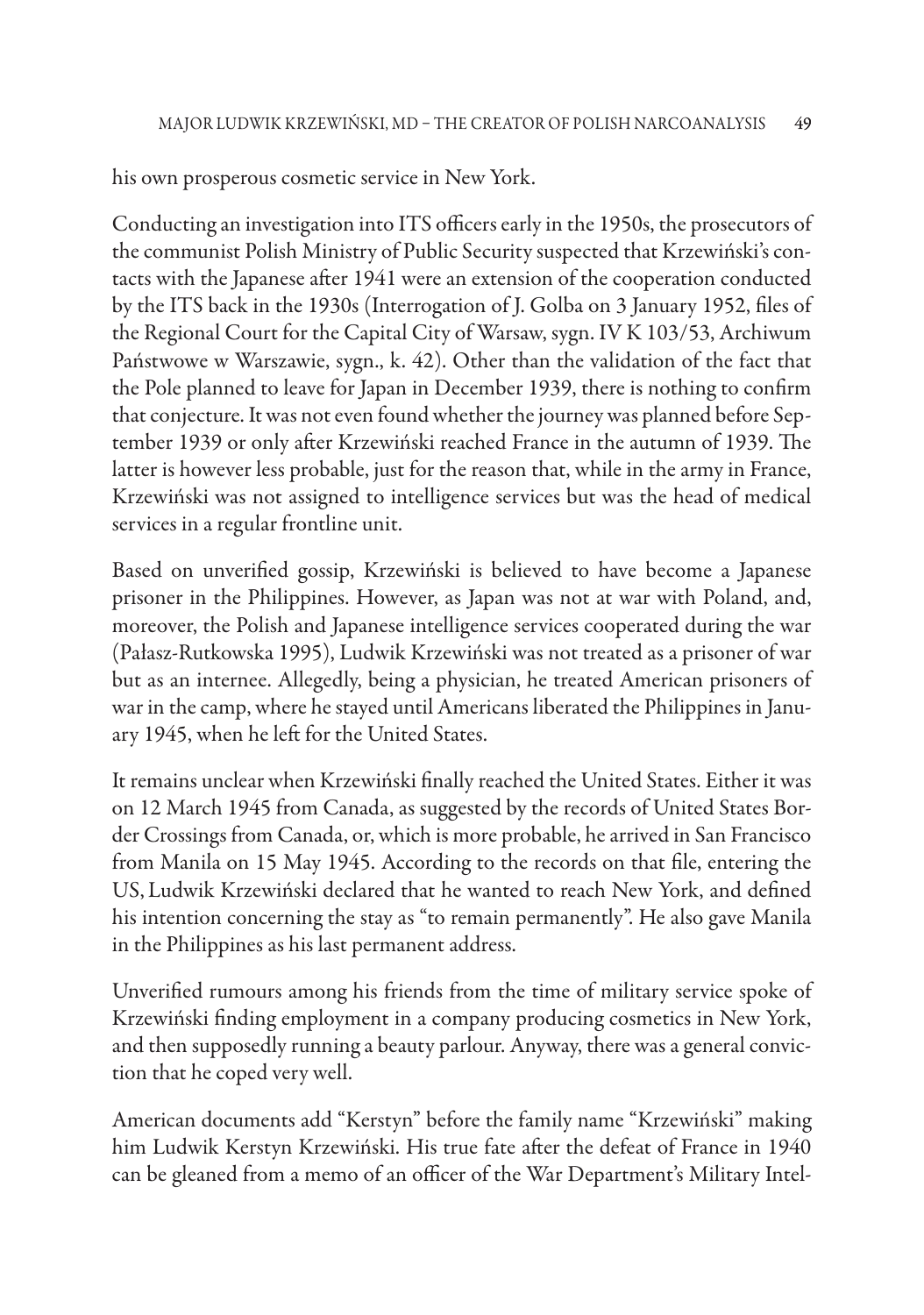his own prosperous cosmetic service in New York.

Conducting an investigation into ITS officers early in the 1950s, the prosecutors of the communist Polish Ministry of Public Security suspected that Krzewiński's contacts with the Japanese after 1941 were an extension of the cooperation conducted by the ITS back in the 1930s (Interrogation of J. Golba on 3 January 1952, files of the Regional Court for the Capital City of Warsaw, sygn. IV K 103/53, Archiwum Państwowe w Warszawie, sygn., k. 42). Other than the validation of the fact that the Pole planned to leave for Japan in December 1939, there is nothing to confirm that conjecture. It was not even found whether the journey was planned before September 1939 or only after Krzewiński reached France in the autumn of 1939. The latter is however less probable, just for the reason that, while in the army in France, Krzewiński was not assigned to intelligence services but was the head of medical services in a regular frontline unit.

Based on unverified gossip, Krzewiński is believed to have become a Japanese prisoner in the Philippines. However, as Japan was not at war with Poland, and, moreover, the Polish and Japanese intelligence services cooperated during the war (Pałasz-Rutkowska 1995), Ludwik Krzewiński was not treated as a prisoner of war but as an internee. Allegedly, being a physician, he treated American prisoners of war in the camp, where he stayed until Americans liberated the Philippines in January 1945, when he left for the United States.

It remains unclear when Krzewiński finally reached the United States. Either it was on 12 March 1945 from Canada, as suggested by the records of United States Border Crossings from Canada, or, which is more probable, he arrived in San Francisco from Manila on 15 May 1945. According to the records on that file, entering the US, Ludwik Krzewiński declared that he wanted to reach New York, and defined his intention concerning the stay as "to remain permanently". He also gave Manila in the Philippines as his last permanent address.

Unverified rumours among his friends from the time of military service spoke of Krzewiński finding employment in a company producing cosmetics in New York, and then supposedly running a beauty parlour. Anyway, there was a general conviction that he coped very well.

American documents add "Kerstyn" before the family name "Krzewiński" making him Ludwik Kerstyn Krzewiński. His true fate after the defeat of France in 1940 can be gleaned from a memo of an officer of the War Department's Military Intel-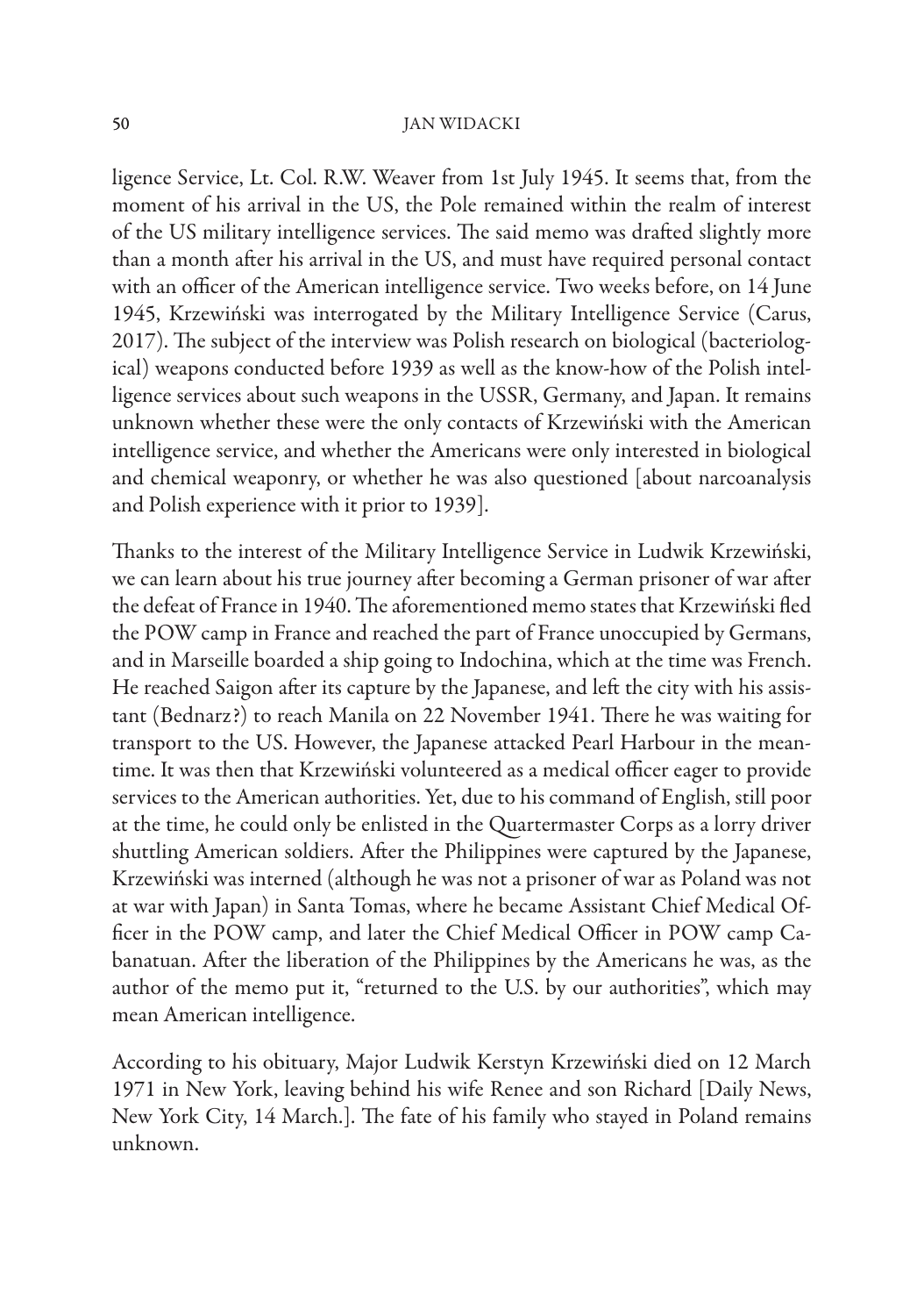ligence Service, Lt. Col. R.W. Weaver from 1st July 1945. It seems that, from the moment of his arrival in the US, the Pole remained within the realm of interest of the US military intelligence services. The said memo was drafted slightly more than a month after his arrival in the US, and must have required personal contact with an officer of the American intelligence service. Two weeks before, on 14 June 1945, Krzewiński was interrogated by the Military Intelligence Service (Carus, 2017). The subject of the interview was Polish research on biological (bacteriological) weapons conducted before 1939 as well as the know-how of the Polish intelligence services about such weapons in the USSR, Germany, and Japan. It remains unknown whether these were the only contacts of Krzewiński with the American intelligence service, and whether the Americans were only interested in biological and chemical weaponry, or whether he was also questioned [about narcoanalysis and Polish experience with it prior to 1939].

Thanks to the interest of the Military Intelligence Service in Ludwik Krzewiński, we can learn about his true journey after becoming a German prisoner of war after the defeat of France in 1940. The aforementioned memo states that Krzewiński fled the POW camp in France and reached the part of France unoccupied by Germans, and in Marseille boarded a ship going to Indochina, which at the time was French. He reached Saigon after its capture by the Japanese, and left the city with his assistant (Bednarz?) to reach Manila on 22 November 1941. There he was waiting for transport to the US. However, the Japanese attacked Pearl Harbour in the meantime. It was then that Krzewiński volunteered as a medical officer eager to provide services to the American authorities. Yet, due to his command of English, still poor at the time, he could only be enlisted in the Quartermaster Corps as a lorry driver shuttling American soldiers. After the Philippines were captured by the Japanese, Krzewiński was interned (although he was not a prisoner of war as Poland was not at war with Japan) in Santa Tomas, where he became Assistant Chief Medical Officer in the POW camp, and later the Chief Medical Officer in POW camp Cabanatuan. After the liberation of the Philippines by the Americans he was, as the author of the memo put it, "returned to the U.S. by our authorities", which may mean American intelligence.

According to his obituary, Major Ludwik Kerstyn Krzewiński died on 12 March 1971 in New York, leaving behind his wife Renee and son Richard [Daily News, New York City, 14 March.]. The fate of his family who stayed in Poland remains unknown.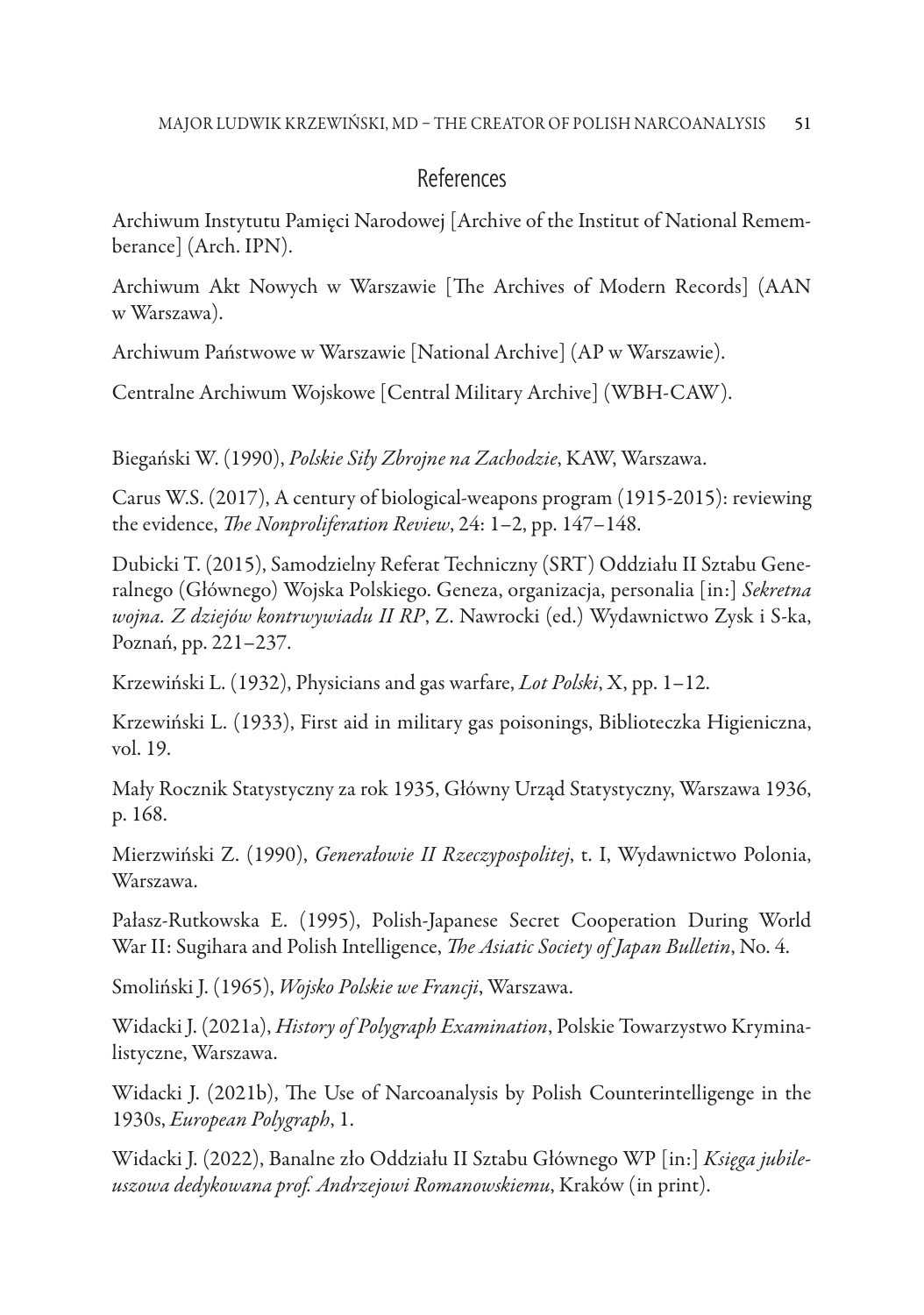## References

Archiwum Instytutu Pamięci Narodowej [Archive of the Institut of National Rememberance] (Arch. IPN).

Archiwum Akt Nowych w Warszawie [The Archives of Modern Records] (AAN w Warszawa).

Archiwum Państwowe w Warszawie [National Archive] (AP w Warszawie).

Centralne Archiwum Wojskowe [Central Military Archive] (WBH-CAW).

Biegański W. (1990), *Polskie Siły Zbrojne na Zachodzie*, KAW, Warszawa.

Carus W.S. (2017), A century of biological-weapons program (1915-2015): reviewing the evidence, *The Nonproliferation Review*, 24: 1–2, pp. 147–148.

Dubicki T. (2015), Samodzielny Referat Techniczny (SRT) Oddziału II Sztabu Generalnego (Głównego) Wojska Polskiego. Geneza, organizacja, personalia [in:] *Sekretna wojna. Z dziejów kontrwywiadu II RP*, Z. Nawrocki (ed.) Wydawnictwo Zysk i S-ka, Poznań, pp. 221–237.

Krzewiński L. (1932), Physicians and gas warfare, *Lot Polski*, X, pp. 1–12.

Krzewiński L. (1933), First aid in military gas poisonings, Biblioteczka Higieniczna, vol. 19.

Mały Rocznik Statystyczny za rok 1935, Główny Urząd Statystyczny, Warszawa 1936, p. 168.

Mierzwiński Z. (1990), *Generałowie II Rzeczypospolitej*, t. I, Wydawnictwo Polonia, Warszawa.

Pałasz-Rutkowska E. (1995), Polish-Japanese Secret Cooperation During World War II: Sugihara and Polish Intelligence, *The Asiatic Society of Japan Bulletin*, No. 4.

Smoliński J. (1965), *Wojsko Polskie we Francji*, Warszawa.

Widacki J. (2021a), *History of Polygraph Examination*, Polskie Towarzystwo Kryminalistyczne, Warszawa.

Widacki J. (2021b), The Use of Narcoanalysis by Polish Counterintelligenge in the 1930s, *European Polygraph*, 1.

Widacki J. (2022), Banalne zło Oddziału II Sztabu Głównego WP [in:] *Księga jubileuszowa dedykowana prof. Andrzejowi Romanowskiemu*, Kraków (in print).